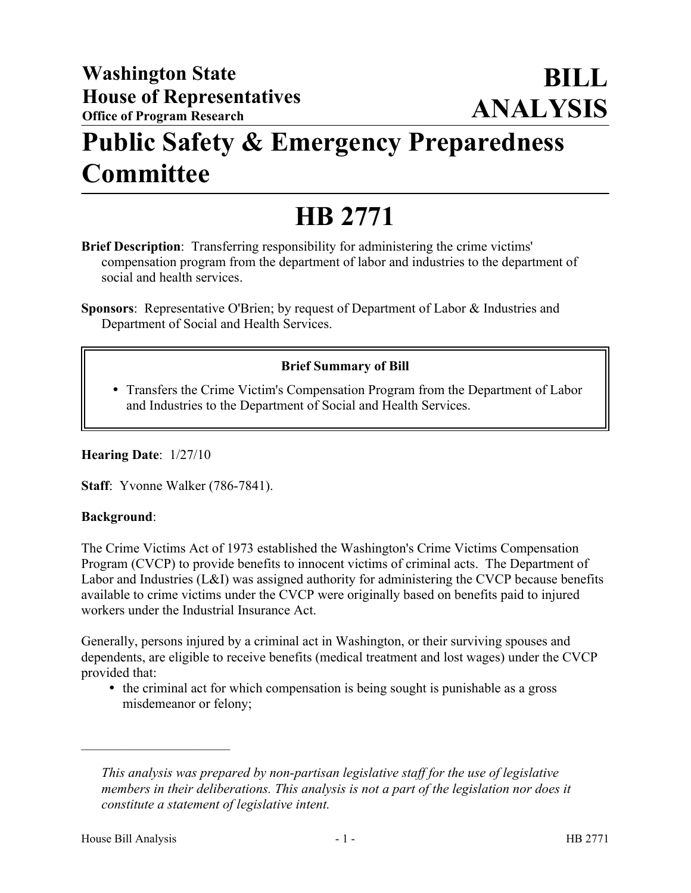**Washington State House of Representatives**
**Office of Program Research**

# BILL ANALYSIS

# Public Safety & Emergency Preparedness Committee

# HB 2771

**Brief Description**: Transferring responsibility for administering the crime victims' compensation program from the department of labor and industries to the department of social and health services.

**Sponsors**: Representative O'Brien; by request of Department of Labor & Industries and Department of Social and Health Services.

**Brief Summary of Bill**

- Transfers the Crime Victim's Compensation Program from the Department of Labor and Industries to the Department of Social and Health Services.

**Hearing Date**: 1/27/10

**Staff**: Yvonne Walker (786-7841).

**Background**:

The Crime Victims Act of 1973 established the Washington's Crime Victims Compensation Program (CVCP) to provide benefits to innocent victims of criminal acts. The Department of Labor and Industries (L&I) was assigned authority for administering the CVCP because benefits available to crime victims under the CVCP were originally based on benefits paid to injured workers under the Industrial Insurance Act.

Generally, persons injured by a criminal act in Washington, or their surviving spouses and dependents, are eligible to receive benefits (medical treatment and lost wages) under the CVCP provided that:

- the criminal act for which compensation is being sought is punishable as a gross misdemeanor or felony;

---

*This analysis was prepared by non-partisan legislative staff for the use of legislative members in their deliberations. This analysis is not a part of the legislation nor does it constitute a statement of legislative intent.*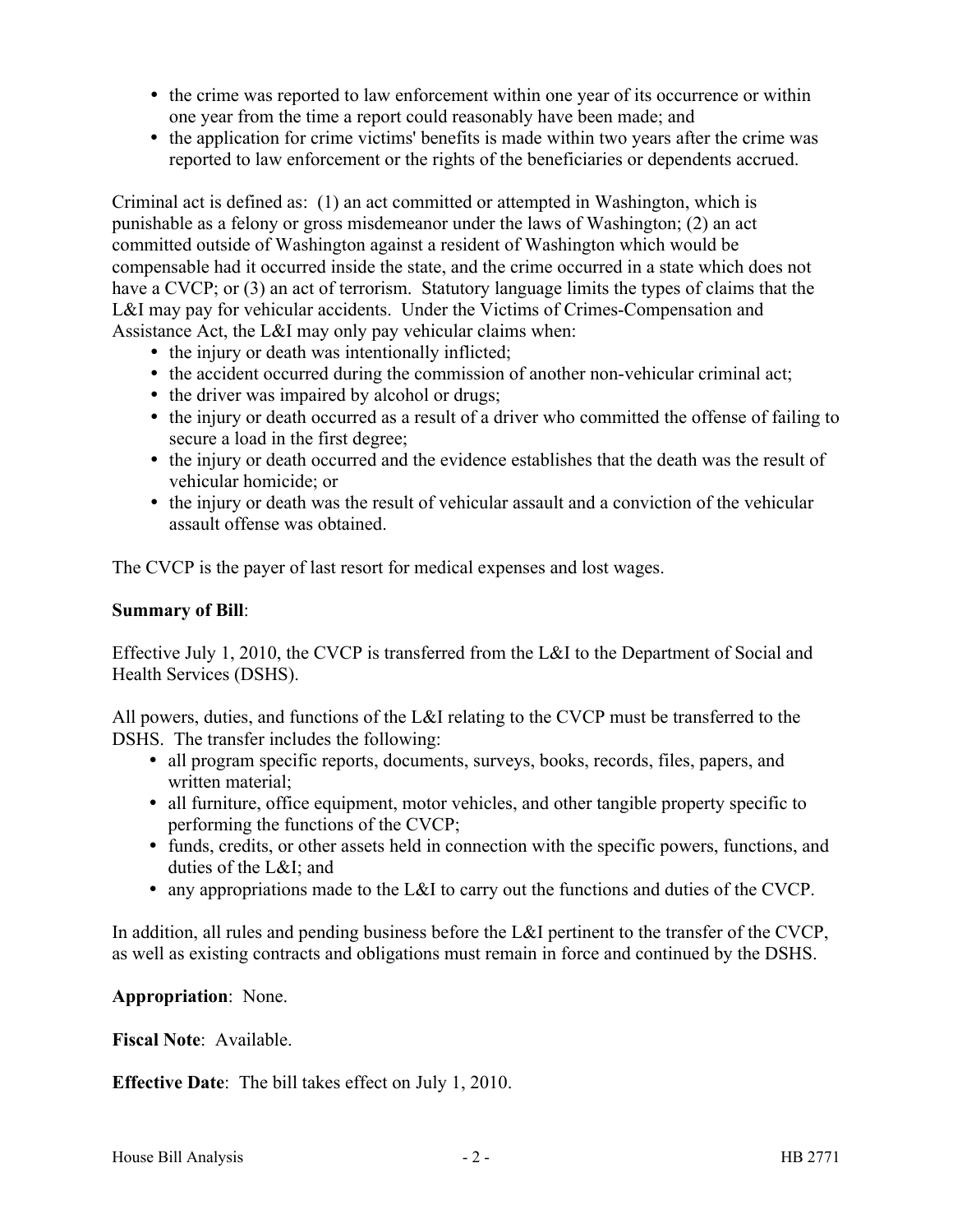- the crime was reported to law enforcement within one year of its occurrence or within one year from the time a report could reasonably have been made; and
- the application for crime victims' benefits is made within two years after the crime was reported to law enforcement or the rights of the beneficiaries or dependents accrued.

Criminal act is defined as: (1) an act committed or attempted in Washington, which is punishable as a felony or gross misdemeanor under the laws of Washington; (2) an act committed outside of Washington against a resident of Washington which would be compensable had it occurred inside the state, and the crime occurred in a state which does not have a CVCP; or (3) an act of terrorism. Statutory language limits the types of claims that the L&I may pay for vehicular accidents. Under the Victims of Crimes-Compensation and Assistance Act, the L&I may only pay vehicular claims when:

- the injury or death was intentionally inflicted;
- the accident occurred during the commission of another non-vehicular criminal act;
- the driver was impaired by alcohol or drugs;
- the injury or death occurred as a result of a driver who committed the offense of failing to secure a load in the first degree;
- the injury or death occurred and the evidence establishes that the death was the result of vehicular homicide; or
- the injury or death was the result of vehicular assault and a conviction of the vehicular assault offense was obtained.

The CVCP is the payer of last resort for medical expenses and lost wages.

**Summary of Bill**:

Effective July 1, 2010, the CVCP is transferred from the L&I to the Department of Social and Health Services (DSHS).

All powers, duties, and functions of the L&I relating to the CVCP must be transferred to the DSHS. The transfer includes the following:

- all program specific reports, documents, surveys, books, records, files, papers, and written material;
- all furniture, office equipment, motor vehicles, and other tangible property specific to performing the functions of the CVCP;
- funds, credits, or other assets held in connection with the specific powers, functions, and duties of the L&I; and
- any appropriations made to the L&I to carry out the functions and duties of the CVCP.

In addition, all rules and pending business before the L&I pertinent to the transfer of the CVCP, as well as existing contracts and obligations must remain in force and continued by the DSHS.

**Appropriation**: None.

**Fiscal Note**: Available.

**Effective Date**: The bill takes effect on July 1, 2010.